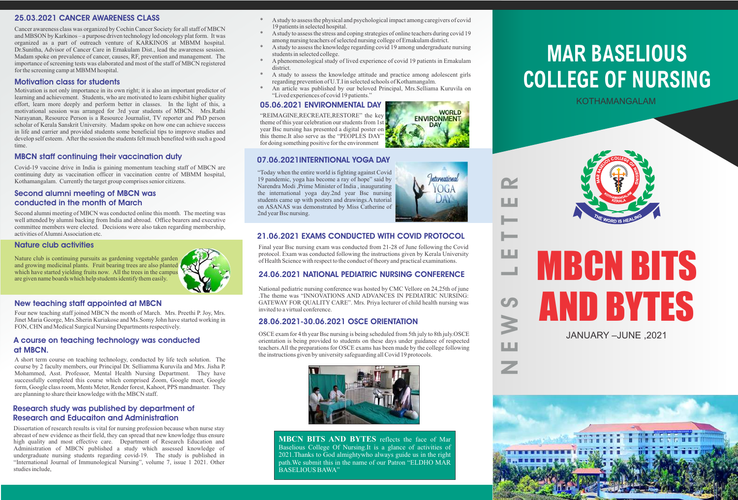# MAR BASELIOUS COLLEGE OF NURSING

KOTHAMANGALAM

NEWS LETTER

# MBCN BITS AND BYTES

JANUARY –JUNE ,2021

## 25.03.2021 CANCER AWARENESS CLASS

Cancer awareness class was organized by Cochin Cancer Society for all staff of MBCN and MBSON by Karkinos – a purpose driven technology led oncology plat form. It was organized as a part of outreach venture of KARKINOS at MBMM hospital. Dr.Sunitha, Advisor of Cancer Care in Ernakulam Dist., lead the awareness session. Madam spoke on prevalence of cancer, causes, RF, prevention and management. The importance of screening tests was elaborated and most of the staff of MBCN registered for the screening camp at MBMM hospital.

## Motivation class for students

Motivation is not only importance in its own right; it is also an important predictor of learning and achievement. Students, who are motivated to learn exhibit higher quality effort, learn more deeply and perform better in classes. In the light of this, a motivational session was arranged for 3rd year students of MBCN. Mrs.Rathi Narayanan, Resource Person is a Resource Journalist, TV reporter and PhD person scholar of Kerala Sanskrit University. Madam spoke on how one can achieve success in life and carrier and provided students some beneficial tips to improve studies and develop self esteem. After the session the students felt much benefited with such a good time.

## MBCN staff continuing their vaccination duty

Covid-19 vaccine drive in India is gaining momentum teaching staff of MBCN are continuing duty as vaccination officer in vaccination centre of MBMM hospital, Kothamangalam. Currently the target group comprises senior citizens.

## Second alumni meeting of MBCN was conducted in the month of March

Second alumni meeting of MBCN was conducted online this month. The meeting was well attended by alumni backing from India and abroad. Office bearers and executive committee members were elected. Decisions were also taken regarding membership, activities of Alumni Association etc.

## Nature club activities

Nature club is continuing pursuits as gardening vegetable garden and growing medicinal plants. Fruit bearing trees are also planted which have started yielding fruits now. All the trees in the campus are given name boards which help students identify them easily.

## New teaching staff appointed at MBCN

Four new teaching staff joined MBCN the month of March. Mrs. Preethi P. Joy, Mrs. Jinet Maria George, Mrs.Sherin Kuriakose and Ms.Somy John have started working in FON, CHN and Medical Surgical Nursing Departments respectively.

## A course on teaching technology was conducted at MBCN.

A short term course on teaching technology, conducted by life tech solution. The course by 2 faculty members, our Principal Dr. Selliamma Kuruvila and Mrs. Jisha P. Mohammed, Asst. Professor, Mental Health Nursing Department. They have successfully completed this course which comprised Zoom, Google meet, Google form, Google class room, Ments Meter, Render forest, Kahoot, PPS mandmaster. They are planning to share their knowledge with the MBCN staff.

## Research study was published by department of Research and Educaiton and Administration

Dissertation of research results is vital for nursing profession because when nurse stay abreast of new evidence as their field, they can spread that new knowledge thus ensure high quality and most effective care. Department of Research Education and Administration of MBCN published a study which assessed knowledge of undergraduate nursing students regarding covid-19. The study is published in "International Journal of Immunological Nursing", volume 7, issue 1 2021. Other studies include,

* A study to assess the physical and psychological impact among caregivers of covid 19 patients in selected hospital.
* A study to assess the stress and coping strategies of online teachers during covid 19 among nursing teachers of selected nursing college of Ernakulam district.
* A study to assess the knowledge regarding covid 19 among undergraduate nursing students in selected college.
* A phenomenological study of lived experience of covid 19 patients in Ernakulam district.
* A study to assess the knowledge attitude and practice among adolescent girls regarding prevention of U.T.I in selected schools of Kothamangalm.
* An article was published by our beloved Principal, Mrs.Selliama Kuruvila on "Lived experiences of covid 19 patients."

## 05.06.2021 ENVIRONMENTAL DAY

"REIMAGINE,RECREATE,RESTORE" the key theme of this year celebration our students from 1st year Bsc nursing has presented a digital poster on this theme.It also serve as the "PEOPLES DAY" for doing something positive for the environment

## 07.06.2021INTERNTIONAL YOGA DAY

"Today when the entire world is fighting against Covid 19 pandemic, yoga has become a ray of hope" said by Narendra Modi ,Prime Minister of India , inaugurating the international yoga day.2nd year Bsc nursing students came up with posters and drawings.A tutorial on ASANAS was demonstrated by Miss Catherine of 2nd year Bsc nursing.

## 21.06.2021 EXAMS CONDUCTED WITH COVID PROTOCOL

Final year Bsc nursing exam was conducted from 21-28 of June following the Covid protocol. Exam was conducted following the instructions given by Kerala University of Health Science with respect to the conduct of theory and practical examinations.

## 24.06.2021 NATIONAL PEDIATRIC NURSING CONFERENCE

National pediatric nursing conference was hosted by CMC Vellore on 24,25th of june .The theme was "INNOVATIONS AND ADVANCES IN PEDIATRIC NURSING: GATEWAY FOR QUALITY CARE". Mrs. Priya lecturer of child health nursing was invited to a virtual conference.

## 28.06.2021-30.06.2021 OSCE ORIENTATION

OSCE exam for 4 th year Bsc nursing is being scheduled from 5th july to 8th july.OSCE orientation is being provided to students on these days under guidance of respected teachers.All the preparations for OSCE exams has been made by the college following the instructions given by university safeguarding all Covid 19 protocols.

**MBCN BITS AND BYTES** reflects the face of Mar Baselious College Of Nursing.It is a glance of activities of 2021.Thanks to God almightywho always guide us in the right path.We submit this in the name of our Patron "ELDHO MAR BASELIOS BAWA"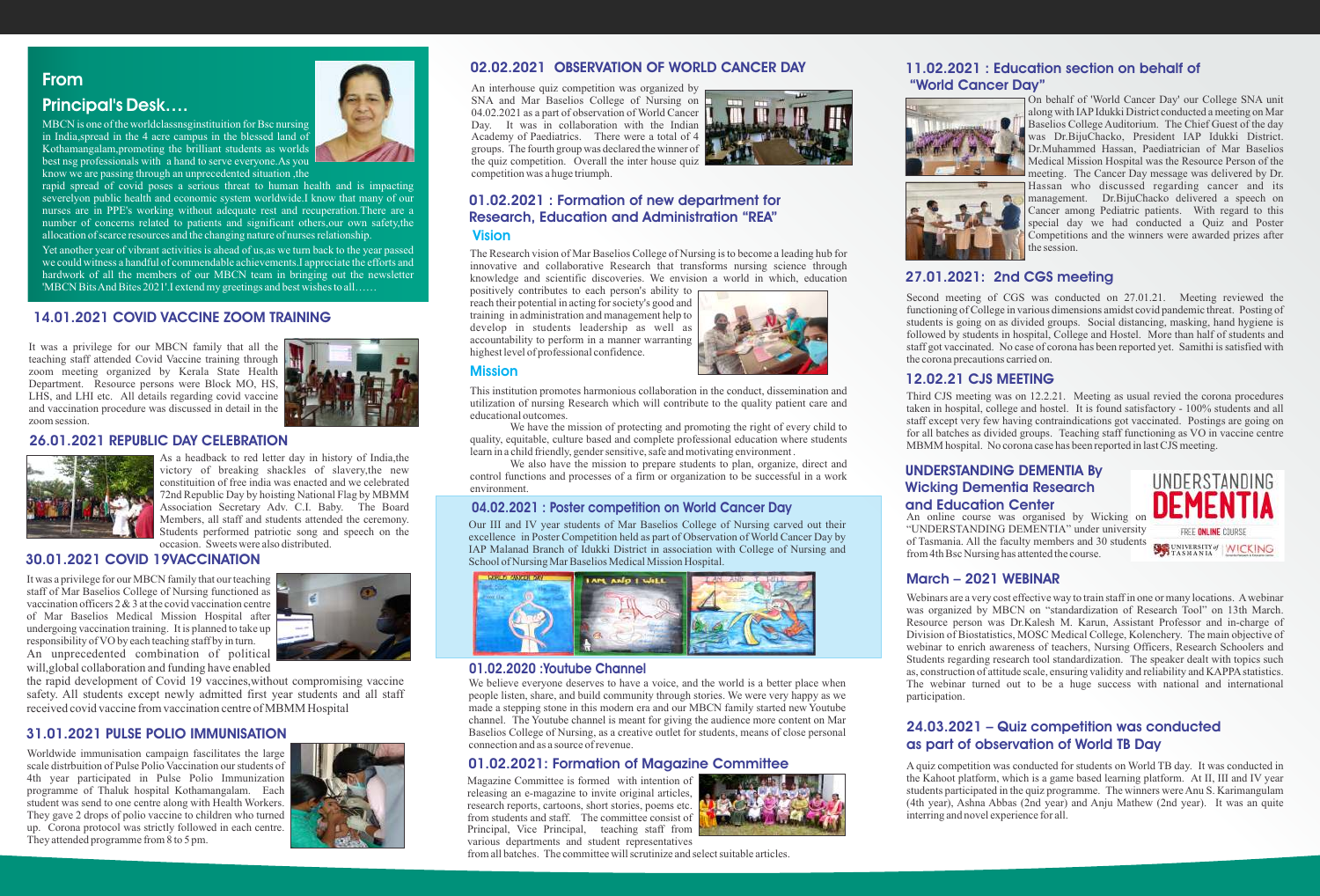## From Principal's Desk….

MBCN is one of the worldclassnsginstituition for Bsc nursing in India,spread in the 4 acre campus in the blessed land of Kothamangalam,promoting the brilliant students as worlds best nsg professionals with a hand to serve everyone.As you know we are passing through an unprecedented situation ,the rapid spread of covid poses a serious threat to human health and is impacting severelyon public health and economic system worldwide.I know that many of our nurses are in PPE's working without adequate rest and recuperation.There are a number of concerns related to patients and significant others,our own safety,the allocation of scarce resources and the changing nature of nurses relationship.

Yet another year of vibrant activities is ahead of us,as we turn back to the year passed we could witness a handful of commendable achievements.I appreciate the efforts and hardwork of all the members of our MBCN team in bringing out the newsletter 'MBCN Bits And Bites 2021'.I extend my greetings and best wishes to all……

## 14.01.2021 COVID VACCINE ZOOM TRAINING

It was a privilege for our MBCN family that all the teaching staff attended Covid Vaccine training through zoom meeting organized by Kerala State Health Department. Resource persons were Block MO, HS, LHS, and LHI etc. All details regarding covid vaccine and vaccination procedure was discussed in detail in the zoom session.

## 26.01.2021 REPUBLIC DAY CELEBRATION

As a headback to red letter day in history of India,the victory of breaking shackles of slavery,the new constituition of free india was enacted and we celebrated 72nd Republic Day by hoisting National Flag by MBMM Association Secretary Adv. C.I. Baby. The Board Members, all staff and students attended the ceremony. Students performed patriotic song and speech on the occasion. Sweets were also distributed.

## 30.01.2021 COVID 19VACCINATION

It was a privilege for our MBCN family that our teaching staff of Mar Baselios College of Nursing functioned as vaccination officers 2 & 3 at the covid vaccination centre of Mar Baselios Medical Mission Hospital after undergoing vaccination training. It is planned to take up responsibility of VO by each teaching staff by in turn. An unprecedented combination of political will,global collaboration and funding have enabled the rapid development of Covid 19 vaccines,without compromising vaccine safety. All students except newly admitted first year students and all staff received covid vaccine from vaccination centre of MBMM Hospital

## 31.01.2021 PULSE POLIO IMMUNISATION

Worldwide immunisation campaign fascilitates the large scale distrbuition of Pulse Polio Vaccination our students of 4th year participated in Pulse Polio Immunization programme of Thaluk hospital Kothamangalam. Each student was send to one centre along with Health Workers. They gave 2 drops of polio vaccine to children who turned up. Corona protocol was strictly followed in each centre. They attended programme from 8 to 5 pm.

## 02.02.2021 OBSERVATION OF WORLD CANCER DAY

An interhouse quiz competition was organized by SNA and Mar Baselios College of Nursing on 04.02.2021 as a part of observation of World Cancer Day. It was in collaboration with the Indian Academy of Paediatrics. There were a total of 4 groups. The fourth group was declared the winner of the quiz competition. Overall the inter house quiz competition was a huge triumph.

## 01.02.2021 : Formation of new department for Research, Education and Administration "REA"

### Vision

The Research vision of Mar Baselios College of Nursing is to become a leading hub for innovative and collaborative Research that transforms nursing science through knowledge and scientific discoveries. We envision a world in which, education positively contributes to each person's ability to reach their potential in acting for society's good and training in administration and management help to develop in students leadership as well as accountability to perform in a manner warranting highest level of professional confidence.

### Mission

This institution promotes harmonious collaboration in the conduct, dissemination and utilization of nursing Research which will contribute to the quality patient care and educational outcomes.

We have the mission of protecting and promoting the right of every child to quality, equitable, culture based and complete professional education where students learn in a child friendly, gender sensitive, safe and motivating environment .

We also have the mission to prepare students to plan, organize, direct and control functions and processes of a firm or organization to be successful in a work environment.

## 04.02.2021 : Poster competition on World Cancer Day

Our III and IV year students of Mar Baselios College of Nursing carved out their excellence in Poster Competition held as part of Observation of World Cancer Day by IAP Malanad Branch of Idukki District in association with College of Nursing and School of Nursing Mar Baselios Medical Mission Hospital.

## 01.02.2020 :Youtube Channel

We believe everyone deserves to have a voice, and the world is a better place when people listen, share, and build community through stories. We were very happy as we made a stepping stone in this modern era and our MBCN family started new Youtube channel. The Youtube channel is meant for giving the audience more content on Mar Baselios College of Nursing, as a creative outlet for students, means of close personal connection and as a source of revenue.

## 01.02.2021: Formation of Magazine Committee

Magazine Committee is formed with intention of releasing an e-magazine to invite original articles, research reports, cartoons, short stories, poems etc. from students and staff. The committee consist of Principal, Vice Principal, teaching staff from various departments and student representatives from all batches. The committee will scrutinize and select suitable articles.

## 11.02.2021 : Education section on behalf of "World Cancer Day"

On behalf of 'World Cancer Day' our College SNA unit along with IAP Idukki District conducted a meeting on Mar Baselios College Auditorium. The Chief Guest of the day was Dr.BijuChacko, President IAP Idukki District. Dr.Muhammed Hassan, Paediatrician of Mar Baselios Medical Mission Hospital was the Resource Person of the meeting. The Cancer Day message was delivered by Dr. Hassan who discussed regarding cancer and its management. Dr.BijuChacko delivered a speech on Cancer among Pediatric patients. With regard to this special day we had conducted a Quiz and Poster Competitions and the winners were awarded prizes after the session.

## 27.01.2021: 2nd CGS meeting

Second meeting of CGS was conducted on 27.01.21. Meeting reviewed the functioning of College in various dimensions amidst covid pandemic threat. Posting of students is going on as divided groups. Social distancing, masking, hand hygiene is followed by students in hospital, College and Hostel. More than half of students and staff got vaccinated. No case of corona has been reported yet. Samithi is satisfied with the corona precautions carried on.

## 12.02.21 CJS MEETING

Third CJS meeting was on 12.2.21. Meeting as usual revied the corona procedures taken in hospital, college and hostel. It is found satisfactory - 100% students and all staff except very few having contraindications got vaccinated. Postings are going on for all batches as divided groups. Teaching staff functioning as VO in vaccine centre MBMM hospital. No corona case has been reported in last CJS meeting.

## UNDERSTANDING DEMENTIA By Wicking Dementia Research and Education Center

An online course was organised by Wicking on "UNDERSTANDING DEMENTIA" under university of Tasmania. All the faculty members and 30 students from 4th Bsc Nursing has attended the course.

## March – 2021 WEBINAR

Webinars are a very cost effective way to train staff in one or many locations. A webinar was organized by MBCN on "standardization of Research Tool" on 13th March. Resource person was Dr.Kalesh M. Karun, Assistant Professor and in-charge of Division of Biostatistics, MOSC Medical College, Kolenchery. The main objective of webinar to enrich awareness of teachers, Nursing Officers, Research Schoolers and Students regarding research tool standardization. The speaker dealt with topics such as, construction of attitude scale, ensuring validity and reliability and KAPPA statistics. The webinar turned out to be a huge success with national and international participation.

## 24.03.2021 – Quiz competition was conducted as part of observation of World TB Day

A quiz competition was conducted for students on World TB day. It was conducted in the Kahoot platform, which is a game based learning platform. At II, III and IV year students participated in the quiz programme. The winners were Anu S. Karimangulam (4th year), Ashna Abbas (2nd year) and Anju Mathew (2nd year). It was an quite interring and novel experience for all.